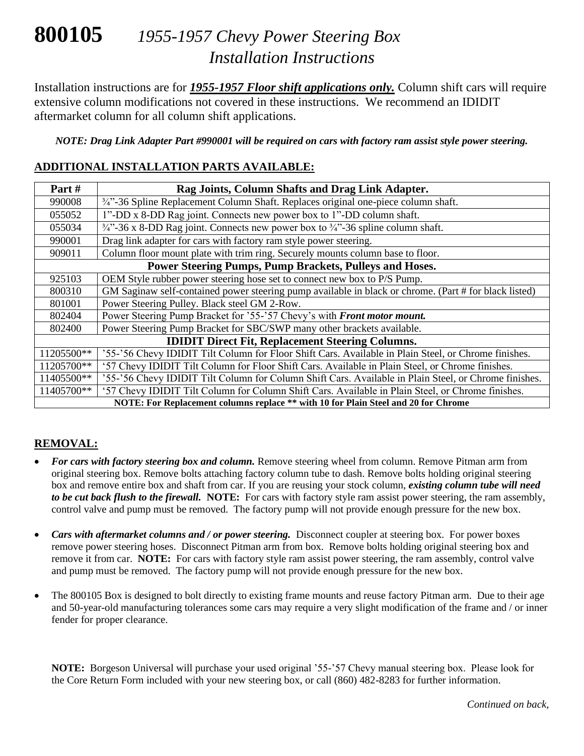# **800105** *1955-1957 Chevy Power Steering Box Installation Instructions*

Installation instructions are for ***1955-1957 Floor shift applications only.*** Column shift cars will require extensive column modifications not covered in these instructions. We recommend an IDIDIT aftermarket column for all column shift applications.

***NOTE: Drag Link Adapter Part #990001 will be required on cars with factory ram assist style power steering.***

## ADDITIONAL INSTALLATION PARTS AVAILABLE:

| Part # | Rag Joints, Column Shafts and Drag Link Adapter. |
|---|---|
| 990008 | ¾"-36 Spline Replacement Column Shaft. Replaces original one-piece column shaft. |
| 055052 | 1"-DD x 8-DD Rag joint. Connects new power box to 1"-DD column shaft. |
| 055034 | ¾"-36 x 8-DD Rag joint. Connects new power box to ¾"-36 spline column shaft. |
| 990001 | Drag link adapter for cars with factory ram style power steering. |
| 909011 | Column floor mount plate with trim ring. Securely mounts column base to floor. |
| **Power Steering Pumps, Pump Brackets, Pulleys and Hoses.** | |
| 925103 | OEM Style rubber power steering hose set to connect new box to P/S Pump. |
| 800310 | GM Saginaw self-contained power steering pump available in black or chrome. (Part # for black listed) |
| 801001 | Power Steering Pulley. Black steel GM 2-Row. |
| 802404 | Power Steering Pump Bracket for '55-'57 Chevy's with ***Front motor mount.*** |
| 802400 | Power Steering Pump Bracket for SBC/SWP many other brackets available. |
| **IDIDIT Direct Fit, Replacement Steering Columns.** | |
| 11205500** | '55-'56 Chevy IDIDIT Tilt Column for Floor Shift Cars. Available in Plain Steel, or Chrome finishes. |
| 11205700** | '57 Chevy IDIDIT Tilt Column for Floor Shift Cars. Available in Plain Steel, or Chrome finishes. |
| 11405500** | '55-'56 Chevy IDIDIT Tilt Column for Column Shift Cars. Available in Plain Steel, or Chrome finishes. |
| 11405700** | '57 Chevy IDIDIT Tilt Column for Column Shift Cars. Available in Plain Steel, or Chrome finishes. |
| **NOTE: For Replacement columns replace ** with 10 for Plain Steel and 20 for Chrome** | |

## REMOVAL:

- ***For cars with factory steering box and column.*** Remove steering wheel from column. Remove Pitman arm from original steering box. Remove bolts attaching factory column tube to dash. Remove bolts holding original steering box and remove entire box and shaft from car. If you are reusing your stock column, ***existing column tube will need to be cut back flush to the firewall.*** **NOTE:** For cars with factory style ram assist power steering, the ram assembly, control valve and pump must be removed. The factory pump will not provide enough pressure for the new box.

- ***Cars with aftermarket columns / or power steering.*** Disconnect coupler at steering box. For power boxes remove power steering hoses. Disconnect Pitman arm from box. Remove bolts holding original steering box and remove it from car. **NOTE:** For cars with factory style ram assist power steering, the ram assembly, control valve and pump must be removed. The factory pump will not provide enough pressure for the new box.

- The 800105 Box is designed to bolt directly to existing frame mounts and reuse factory Pitman arm. Due to their age and 50-year-old manufacturing tolerances some cars may require a very slight modification of the frame and / or inner fender for proper clearance.

**NOTE:** Borgeson Universal will purchase your used original '55-'57 Chevy manual steering box. Please look for the Core Return Form included with your new steering box, or call (860) 482-8283 for further information.

*Continued on back,*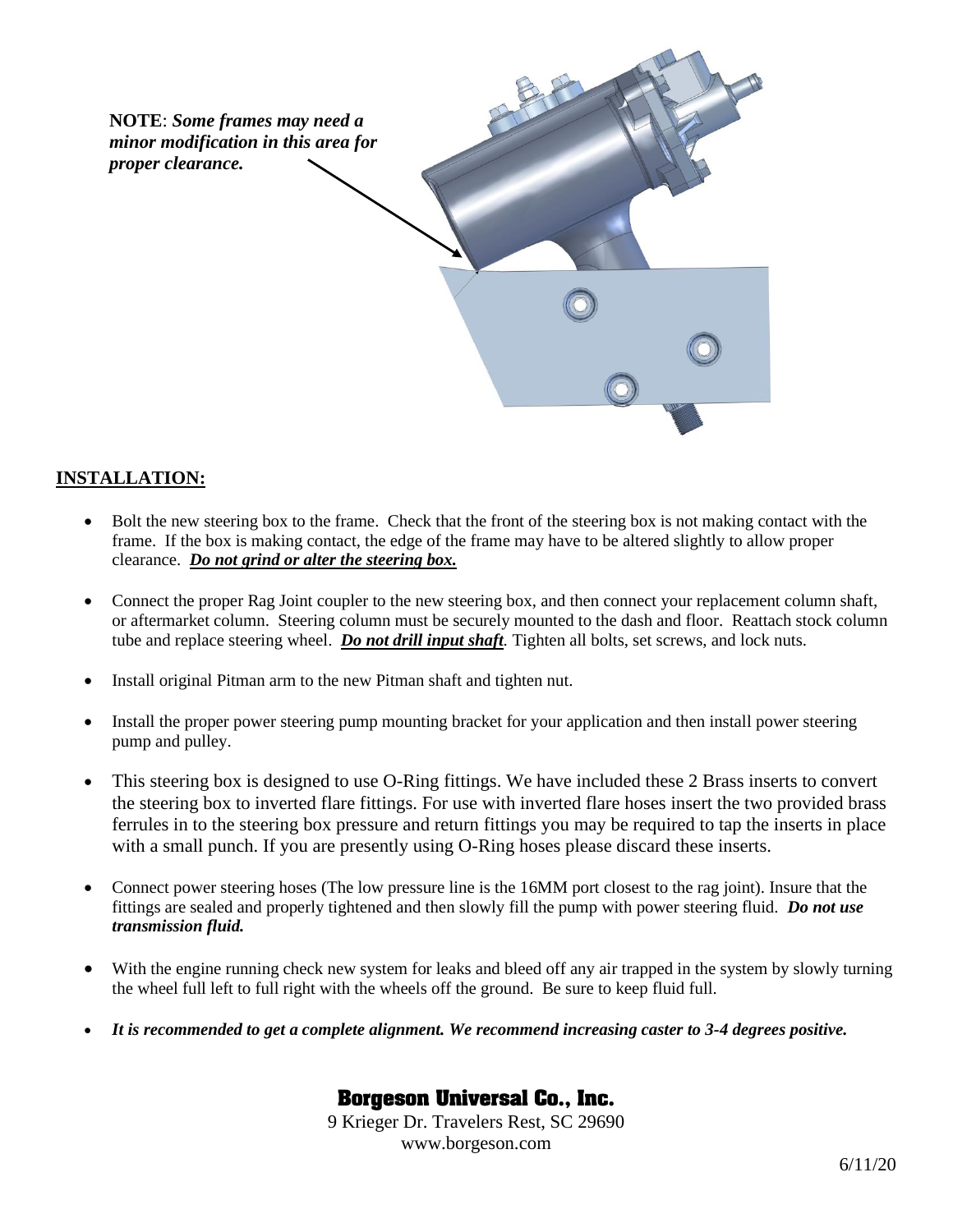**NOTE**: ***Some frames may need a minor modification in this area for proper clearance.***

## INSTALLATION:

- Bolt the new steering box to the frame. Check that the front of the steering box is not making contact with the frame. If the box is making contact, the edge of the frame may have to be altered slightly to allow proper clearance. ***Do not grind or alter the steering box.***
- Connect the proper Rag Joint coupler to the new steering box, and then connect your replacement column shaft, or aftermarket column. Steering column must be securely mounted to the dash and floor. Reattach stock column tube and replace steering wheel. ***Do not drill input shaft***. Tighten all bolts, set screws, and lock nuts.
- Install original Pitman arm to the new Pitman shaft and tighten nut.
- Install the proper power steering pump mounting bracket for your application and then install power steering pump and pulley.
- This steering box is designed to use O-Ring fittings. We have included these 2 Brass inserts to convert the steering box to inverted flare fittings. For use with inverted flare hoses insert the two provided brass ferrules in to the steering box pressure and return fittings you may be required to tap the inserts in place with a small punch. If you are presently using O-Ring hoses please discard these inserts.
- Connect power steering hoses (The low pressure line is the 16MM port closest to the rag joint). Insure that the fittings are sealed and properly tightened and then slowly fill the pump with power steering fluid. ***Do not use transmission fluid.***
- With the engine running check new system for leaks and bleed off any air trapped in the system by slowly turning the wheel full left to full right with the wheels off the ground. Be sure to keep fluid full.
- ***It is recommended to get a complete alignment. We recommend increasing caster to 3-4 degrees positive.***

**Borgeson Universal Co., Inc.**
9 Krieger Dr. Travelers Rest, SC 29690
www.borgeson.com

6/11/20